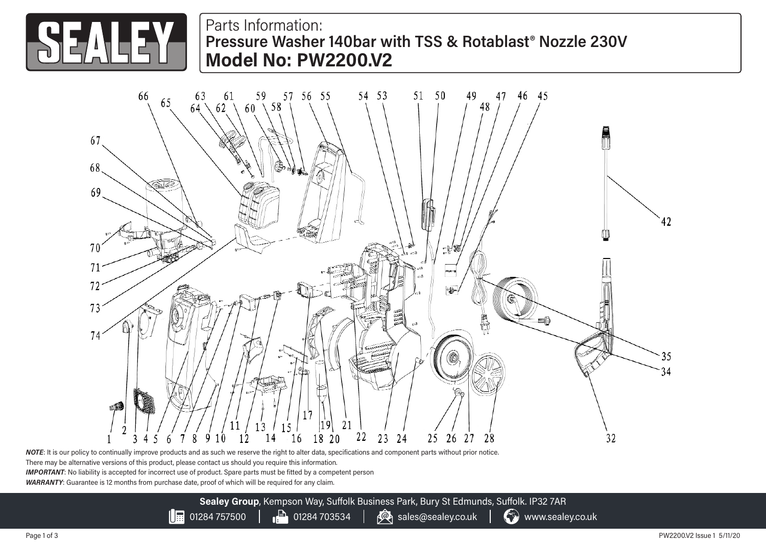# Parts Information:

## Pressure Washer 140bar with TSS & Rotablast® Nozzle 230V

## Model No: PW2200.V2

1 2 3 4 5 6 7 8 9 10 11 12 13 14 15 16 17 18 19 20 21 22 23 24 25 26 27 28 32 34 35 42 45 46 47 48 49 50 51 53 54 55 56 57 58 59 60 61 62 63 64 65 66 67 68 69 70 71 72 73 74

***NOTE***: It is our policy to continually improve products and as such we reserve the right to alter data, specifications and component parts without prior notice.
There may be alternative versions of this product, please contact us should you require this information.

***IMPORTANT***: No liability is accepted for incorrect use of product. Spare parts must be fitted by a competent person

***WARRANTY***: Guarantee is 12 months from purchase date, proof of which will be required for any claim.

**Sealey Group**, Kempson Way, Suffolk Business Park, Bury St Edmunds, Suffolk. IP32 7AR
01284 757500 | 01284 703534 | sales@sealey.co.uk | www.sealey.co.uk

PW2200.V2 Issue 1 5/11/20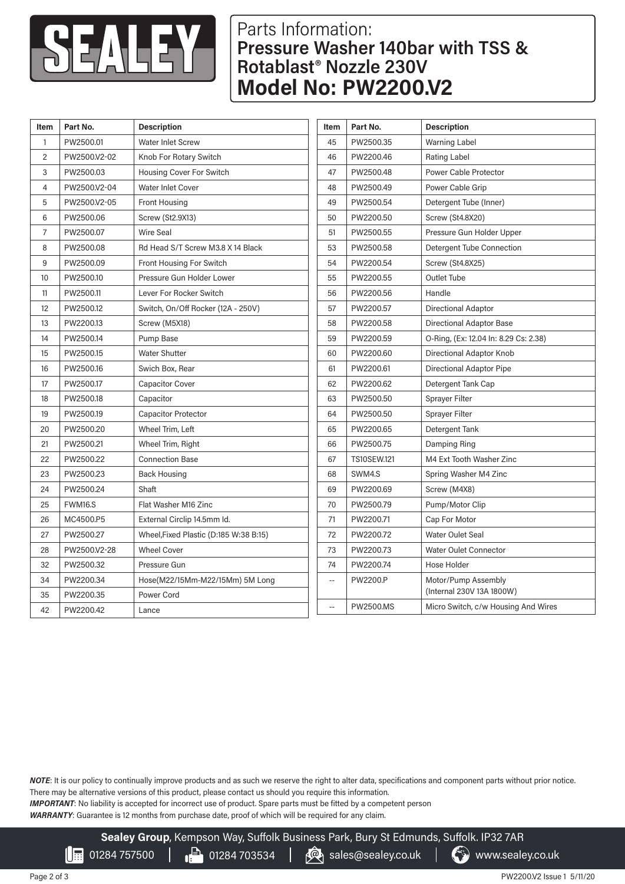# Parts Information:
## Pressure Washer 140bar with TSS & Rotablast® Nozzle 230V
## Model No: PW2200.V2

| Item | Part No. | Description |
|---|---|---|
| 1 | PW2500.01 | Water Inlet Screw |
| 2 | PW2500.V2-02 | Knob For Rotary Switch |
| 3 | PW2500.03 | Housing Cover For Switch |
| 4 | PW2500.V2-04 | Water Inlet Cover |
| 5 | PW2500.V2-05 | Front Housing |
| 6 | PW2500.06 | Screw (St2.9X13) |
| 7 | PW2500.07 | Wire Seal |
| 8 | PW2500.08 | Rd Head S/T Screw M3.8 X 14 Black |
| 9 | PW2500.09 | Front Housing For Switch |
| 10 | PW2500.10 | Pressure Gun Holder Lower |
| 11 | PW2500.11 | Lever For Rocker Switch |
| 12 | PW2500.12 | Switch, On/Off Rocker (12A - 250V) |
| 13 | PW2200.13 | Screw (M5X18) |
| 14 | PW2500.14 | Pump Base |
| 15 | PW2500.15 | Water Shutter |
| 16 | PW2500.16 | Swich Box, Rear |
| 17 | PW2500.17 | Capacitor Cover |
| 18 | PW2500.18 | Capacitor |
| 19 | PW2500.19 | Capacitor Protector |
| 20 | PW2500.20 | Wheel Trim, Left |
| 21 | PW2500.21 | Wheel Trim, Right |
| 22 | PW2500.22 | Connection Base |
| 23 | PW2500.23 | Back Housing |
| 24 | PW2500.24 | Shaft |
| 25 | FWM16.S | Flat Washer M16 Zinc |
| 26 | MC4500.P5 | External Circlip 14.5mm Id. |
| 27 | PW2500.27 | Wheel,Fixed Plastic (D:185 W:38 B:15) |
| 28 | PW2500.V2-28 | Wheel Cover |
| 32 | PW2500.32 | Pressure Gun |
| 34 | PW2200.34 | Hose(M22/15Mm-M22/15Mm) 5M Long |
| 35 | PW2200.35 | Power Cord |
| 42 | PW2200.42 | Lance |
| 45 | PW2500.35 | Warning Label |
| 46 | PW2200.46 | Rating Label |
| 47 | PW2500.48 | Power Cable Protector |
| 48 | PW2500.49 | Power Cable Grip |
| 49 | PW2500.54 | Detergent Tube (Inner) |
| 50 | PW2200.50 | Screw (St4.8X20) |
| 51 | PW2500.55 | Pressure Gun Holder Upper |
| 53 | PW2500.58 | Detergent Tube Connection |
| 54 | PW2200.54 | Screw (St4.8X25) |
| 55 | PW2200.55 | Outlet Tube |
| 56 | PW2200.56 | Handle |
| 57 | PW2200.57 | Directional Adaptor |
| 58 | PW2200.58 | Directional Adaptor Base |
| 59 | PW2200.59 | O-Ring, (Ex: 12.04 In: 8.29 Cs: 2.38) |
| 60 | PW2200.60 | Directional Adaptor Knob |
| 61 | PW2200.61 | Directional Adaptor Pipe |
| 62 | PW2200.62 | Detergent Tank Cap |
| 63 | PW2500.50 | Sprayer Filter |
| 64 | PW2500.50 | Sprayer Filter |
| 65 | PW2200.65 | Detergent Tank |
| 66 | PW2500.75 | Damping Ring |
| 67 | TS10SEW.121 | M4 Ext Tooth Washer Zinc |
| 68 | SWM4.S | Spring Washer M4 Zinc |
| 69 | PW2200.69 | Screw (M4X8) |
| 70 | PW2500.79 | Pump/Motor Clip |
| 71 | PW2200.71 | Cap For Motor |
| 72 | PW2200.72 | Water Oulet Seal |
| 73 | PW2200.73 | Water Oulet Connector |
| 74 | PW2200.74 | Hose Holder |
| -- | PW2200.P | Motor/Pump Assembly (Internal 230V 13A 1800W) |
| -- | PW2500.MS | Micro Switch, c/w Housing And Wires |

***NOTE***: It is our policy to continually improve products and as such we reserve the right to alter data, specifications and component parts without prior notice. There may be alternative versions of this product, please contact us should you require this information.
***IMPORTANT***: No liability is accepted for incorrect use of product. Spare parts must be fitted by a competent person
***WARRANTY***: Guarantee is 12 months from purchase date, proof of which will be required for any claim.

**Sealey Group**, Kempson Way, Suffolk Business Park, Bury St Edmunds, Suffolk. IP32 7AR
01284 757500 | 01284 703534 | sales@sealey.co.uk | www.sealey.co.uk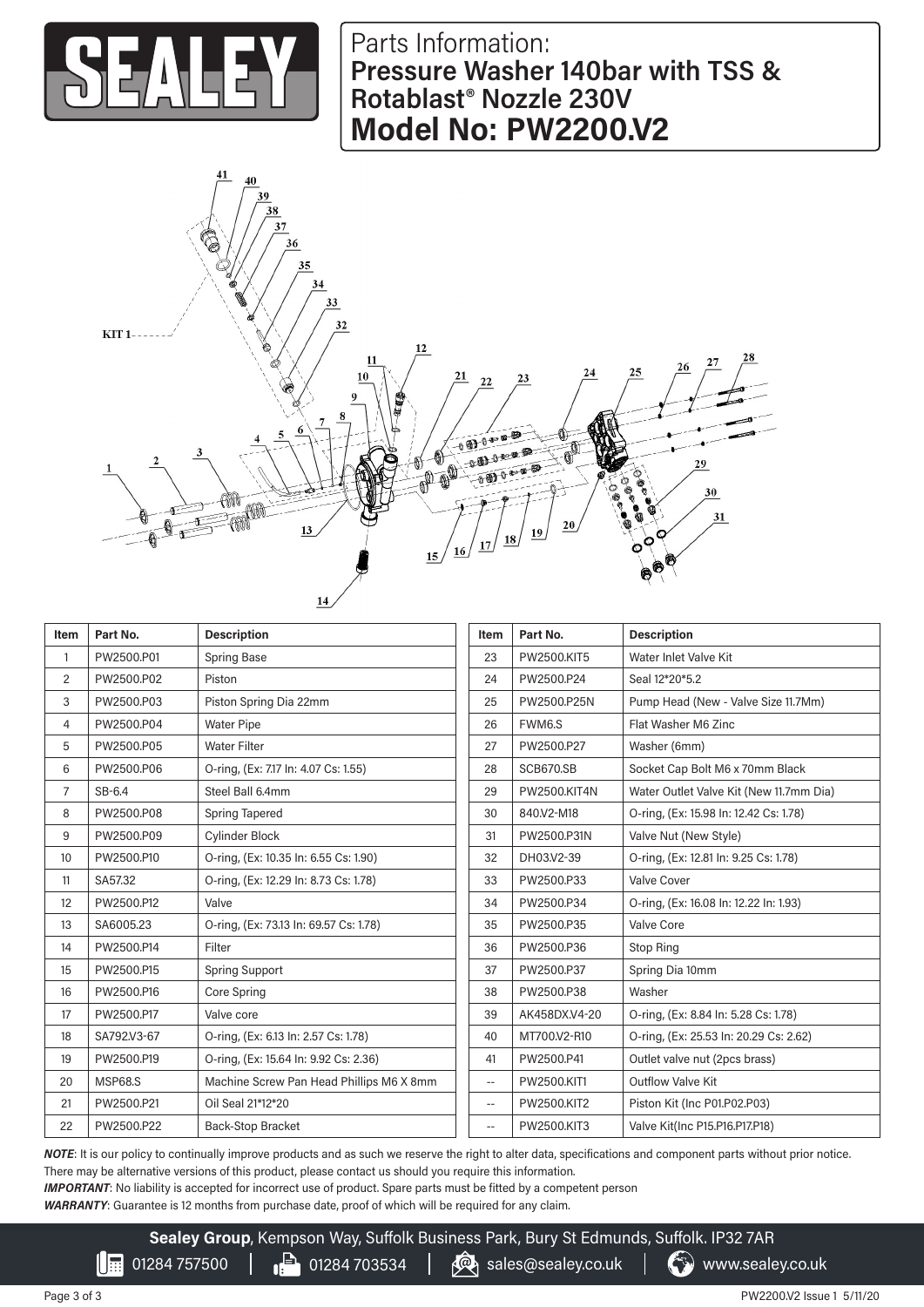# Parts Information: Pressure Washer 140bar with TSS & Rotablast® Nozzle 230V

# Model No: PW2200.V2

KIT 1

| Item | Part No. | Description |
|---|---|---|
| 1 | PW2500.P01 | Spring Base |
| 2 | PW2500.P02 | Piston |
| 3 | PW2500.P03 | Piston Spring Dia 22mm |
| 4 | PW2500.P04 | Water Pipe |
| 5 | PW2500.P05 | Water Filter |
| 6 | PW2500.P06 | O-ring, (Ex: 7.17 In: 4.07 Cs: 1.55) |
| 7 | SB-6.4 | Steel Ball 6.4mm |
| 8 | PW2500.P08 | Spring Tapered |
| 9 | PW2500.P09 | Cylinder Block |
| 10 | PW2500.P10 | O-ring, (Ex: 10.35 In: 6.55 Cs: 1.90) |
| 11 | SA57.32 | O-ring, (Ex: 12.29 In: 8.73 Cs: 1.78) |
| 12 | PW2500.P12 | Valve |
| 13 | SA6005.23 | O-ring, (Ex: 73.13 In: 69.57 Cs: 1.78) |
| 14 | PW2500.P14 | Filter |
| 15 | PW2500.P15 | Spring Support |
| 16 | PW2500.P16 | Core Spring |
| 17 | PW2500.P17 | Valve core |
| 18 | SA792.V3-67 | O-ring, (Ex: 6.13 In: 2.57 Cs: 1.78) |
| 19 | PW2500.P19 | O-ring, (Ex: 15.64 In: 9.92 Cs: 2.36) |
| 20 | MSP68.S | Machine Screw Pan Head Phillips M6 X 8mm |
| 21 | PW2500.P21 | Oil Seal 21*12*20 |
| 22 | PW2500.P22 | Back-Stop Bracket |
| 23 | PW2500.KIT5 | Water Inlet Valve Kit |
| 24 | PW2500.P24 | Seal 12*20*5.2 |
| 25 | PW2500.P25N | Pump Head (New - Valve Size 11.7Mm) |
| 26 | FWM6.S | Flat Washer M6 Zinc |
| 27 | PW2500.P27 | Washer (6mm) |
| 28 | SCB670.SB | Socket Cap Bolt M6 x 70mm Black |
| 29 | PW2500.KIT4N | Water Outlet Valve Kit (New 11.7mm Dia) |
| 30 | 840.V2-M18 | O-ring, (Ex: 15.98 In: 12.42 Cs: 1.78) |
| 31 | PW2500.P31N | Valve Nut (New Style) |
| 32 | DH03.V2-39 | O-ring, (Ex: 12.81 In: 9.25 Cs: 1.78) |
| 33 | PW2500.P33 | Valve Cover |
| 34 | PW2500.P34 | O-ring, (Ex: 16.08 In: 12.22 In: 1.93) |
| 35 | PW2500.P35 | Valve Core |
| 36 | PW2500.P36 | Stop Ring |
| 37 | PW2500.P37 | Spring Dia 10mm |
| 38 | PW2500.P38 | Washer |
| 39 | AK458DX.V4-20 | O-ring, (Ex: 8.84 In: 5.28 Cs: 1.78) |
| 40 | MT700.V2-R10 | O-ring, (Ex: 25.53 In: 20.29 Cs: 2.62) |
| 41 | PW2500.P41 | Outlet valve nut (2pcs brass) |
| -- | PW2500.KIT1 | Outflow Valve Kit |
| -- | PW2500.KIT2 | Piston Kit (Inc P01.P02.P03) |
| -- | PW2500.KIT3 | Valve Kit(Inc P15.P16.P17.P18) |

***NOTE***: It is our policy to continually improve products and as such we reserve the right to alter data, specifications and component parts without prior notice. There may be alternative versions of this product, please contact us should you require this information.
***IMPORTANT***: No liability is accepted for incorrect use of product. Spare parts must be fitted by a competent person
***WARRANTY***: Guarantee is 12 months from purchase date, proof of which will be required for any claim.

**Sealey Group**, Kempson Way, Suffolk Business Park, Bury St Edmunds, Suffolk. IP32 7AR
01284 757500 | 01284 703534 | sales@sealey.co.uk | www.sealey.co.uk

PW2200.V2 Issue 1 5/11/20